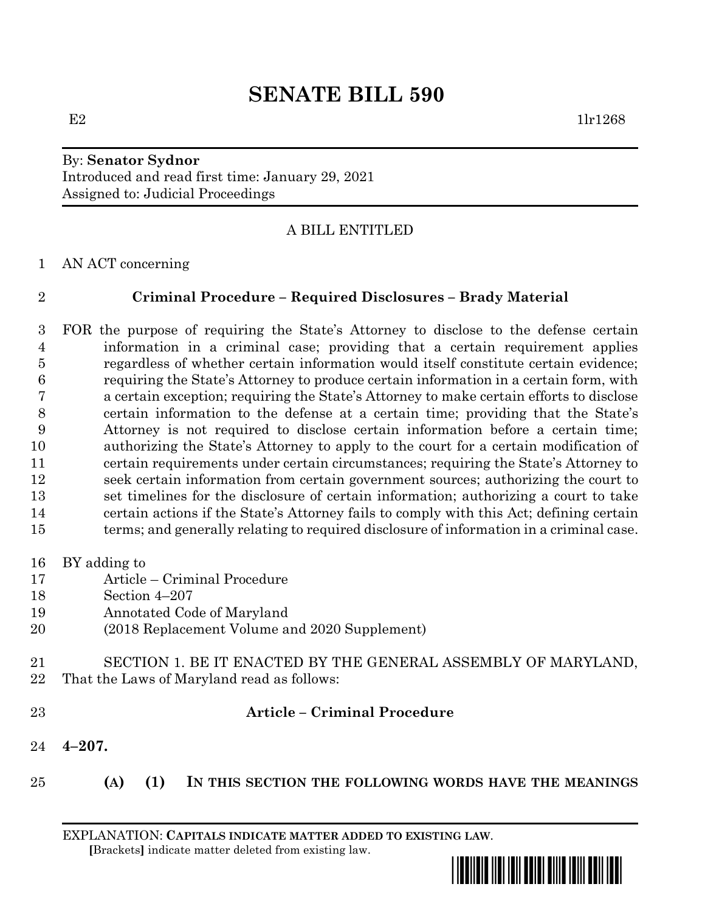# SENATE BILL 590

E2 1lr1268

By: **Senator Sydnor**
Introduced and read first time: January 29, 2021
Assigned to: Judicial Proceedings

A BILL ENTITLED

AN ACT concerning

**Criminal Procedure – Required Disclosures – Brady Material**

FOR the purpose of requiring the State's Attorney to disclose to the defense certain information in a criminal case; providing that a certain requirement applies regardless of whether certain information would itself constitute certain evidence; requiring the State's Attorney to produce certain information in a certain form, with a certain exception; requiring the State's Attorney to make certain efforts to disclose certain information to the defense at a certain time; providing that the State's Attorney is not required to disclose certain information before a certain time; authorizing the State's Attorney to apply to the court for a certain modification of certain requirements under certain circumstances; requiring the State's Attorney to seek certain information from certain government sources; authorizing the court to set timelines for the disclosure of certain information; authorizing a court to take certain actions if the State's Attorney fails to comply with this Act; defining certain terms; and generally relating to required disclosure of information in a criminal case.

BY adding to
Article – Criminal Procedure
Section 4–207
Annotated Code of Maryland
(2018 Replacement Volume and 2020 Supplement)

SECTION 1. BE IT ENACTED BY THE GENERAL ASSEMBLY OF MARYLAND, That the Laws of Maryland read as follows:

**Article – Criminal Procedure**

**4–207.**

**(A) (1) IN THIS SECTION THE FOLLOWING WORDS HAVE THE MEANINGS**

EXPLANATION: **CAPITALS INDICATE MATTER ADDED TO EXISTING LAW**.
**[**Brackets**]** indicate matter deleted from existing law.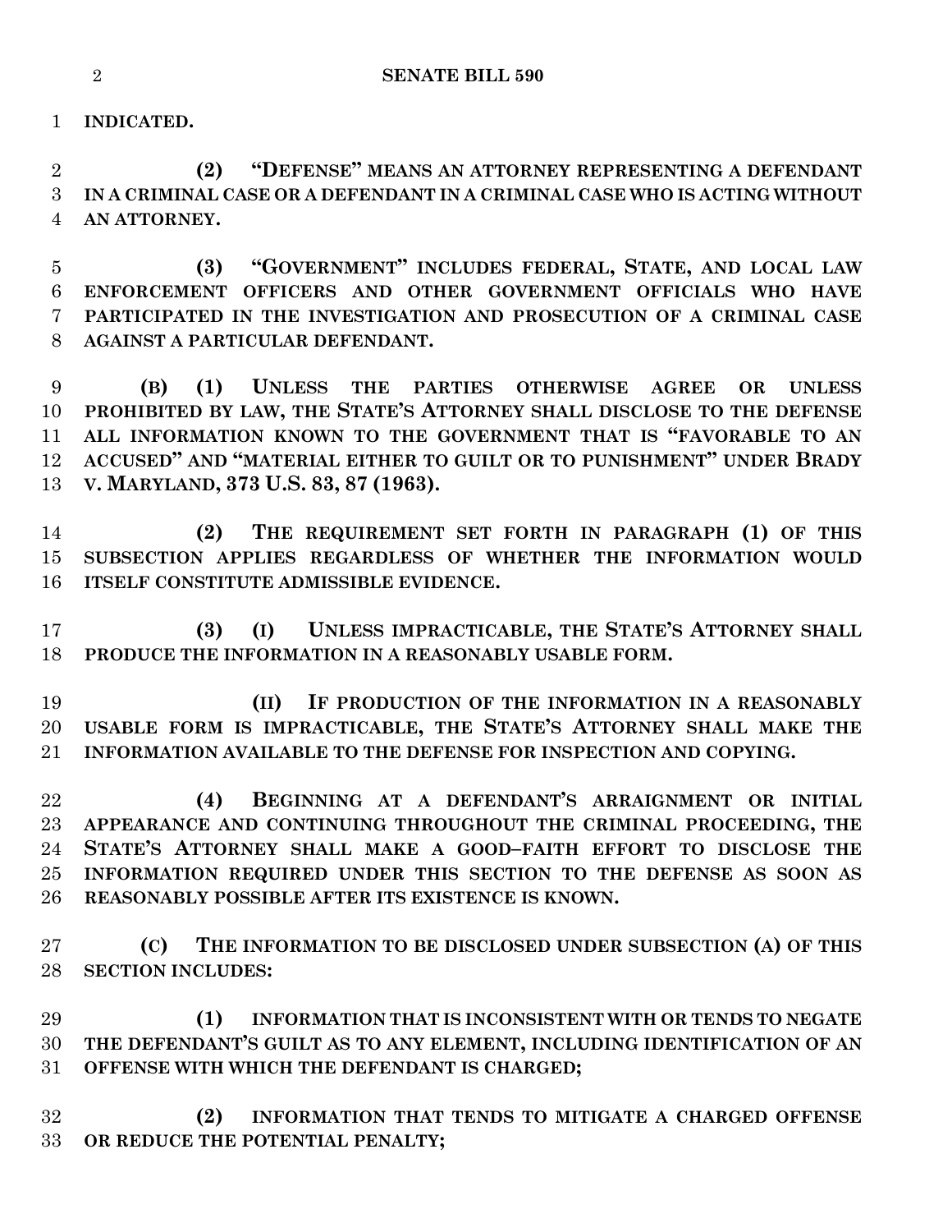**INDICATED.**

**(2) "DEFENSE" MEANS AN ATTORNEY REPRESENTING A DEFENDANT IN A CRIMINAL CASE OR A DEFENDANT IN A CRIMINAL CASE WHO IS ACTING WITHOUT AN ATTORNEY.**

**(3) "GOVERNMENT" INCLUDES FEDERAL, STATE, AND LOCAL LAW ENFORCEMENT OFFICERS AND OTHER GOVERNMENT OFFICIALS WHO HAVE PARTICIPATED IN THE INVESTIGATION AND PROSECUTION OF A CRIMINAL CASE AGAINST A PARTICULAR DEFENDANT.**

**(B) (1) UNLESS THE PARTIES OTHERWISE AGREE OR UNLESS PROHIBITED BY LAW, THE STATE'S ATTORNEY SHALL DISCLOSE TO THE DEFENSE ALL INFORMATION KNOWN TO THE GOVERNMENT THAT IS "FAVORABLE TO AN ACCUSED" AND "MATERIAL EITHER TO GUILT OR TO PUNISHMENT" UNDER BRADY V. MARYLAND, 373 U.S. 83, 87 (1963).**

**(2) THE REQUIREMENT SET FORTH IN PARAGRAPH (1) OF THIS SUBSECTION APPLIES REGARDLESS OF WHETHER THE INFORMATION WOULD ITSELF CONSTITUTE ADMISSIBLE EVIDENCE.**

**(3) (I) UNLESS IMPRACTICABLE, THE STATE'S ATTORNEY SHALL PRODUCE THE INFORMATION IN A REASONABLY USABLE FORM.**

**(II) IF PRODUCTION OF THE INFORMATION IN A REASONABLY USABLE FORM IS IMPRACTICABLE, THE STATE'S ATTORNEY SHALL MAKE THE INFORMATION AVAILABLE TO THE DEFENSE FOR INSPECTION AND COPYING.**

**(4) BEGINNING AT A DEFENDANT'S ARRAIGNMENT OR INITIAL APPEARANCE AND CONTINUING THROUGHOUT THE CRIMINAL PROCEEDING, THE STATE'S ATTORNEY SHALL MAKE A GOOD–FAITH EFFORT TO DISCLOSE THE INFORMATION REQUIRED UNDER THIS SECTION TO THE DEFENSE AS SOON AS REASONABLY POSSIBLE AFTER ITS EXISTENCE IS KNOWN.**

**(C) THE INFORMATION TO BE DISCLOSED UNDER SUBSECTION (A) OF THIS SECTION INCLUDES:**

**(1) INFORMATION THAT IS INCONSISTENT WITH OR TENDS TO NEGATE THE DEFENDANT'S GUILT AS TO ANY ELEMENT, INCLUDING IDENTIFICATION OF AN OFFENSE WITH WHICH THE DEFENDANT IS CHARGED;**

**(2) INFORMATION THAT TENDS TO MITIGATE A CHARGED OFFENSE OR REDUCE THE POTENTIAL PENALTY;**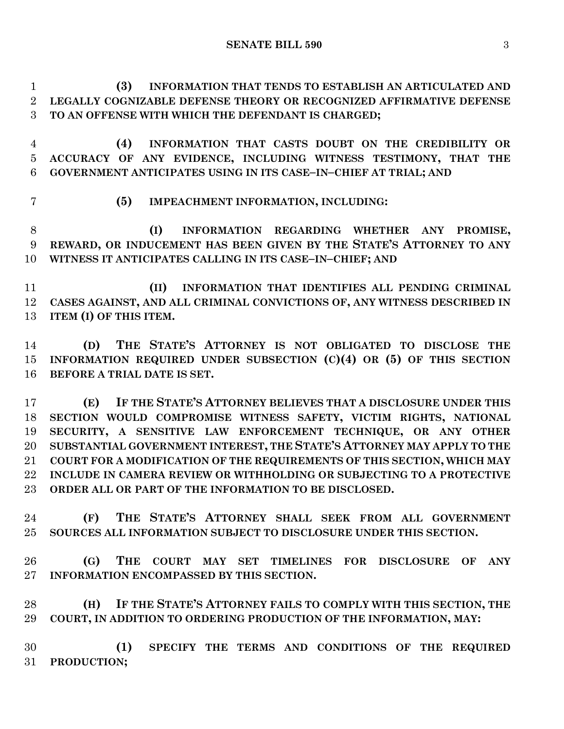**(3) INFORMATION THAT TENDS TO ESTABLISH AN ARTICULATED AND LEGALLY COGNIZABLE DEFENSE THEORY OR RECOGNIZED AFFIRMATIVE DEFENSE TO AN OFFENSE WITH WHICH THE DEFENDANT IS CHARGED;**

**(4) INFORMATION THAT CASTS DOUBT ON THE CREDIBILITY OR ACCURACY OF ANY EVIDENCE, INCLUDING WITNESS TESTIMONY, THAT THE GOVERNMENT ANTICIPATES USING IN ITS CASE–IN–CHIEF AT TRIAL; AND**

**(5) IMPEACHMENT INFORMATION, INCLUDING:**

**(I) INFORMATION REGARDING WHETHER ANY PROMISE, REWARD, OR INDUCEMENT HAS BEEN GIVEN BY THE STATE'S ATTORNEY TO ANY WITNESS IT ANTICIPATES CALLING IN ITS CASE–IN–CHIEF; AND**

**(II) INFORMATION THAT IDENTIFIES ALL PENDING CRIMINAL CASES AGAINST, AND ALL CRIMINAL CONVICTIONS OF, ANY WITNESS DESCRIBED IN ITEM (I) OF THIS ITEM.**

**(D) THE STATE'S ATTORNEY IS NOT OBLIGATED TO DISCLOSE THE INFORMATION REQUIRED UNDER SUBSECTION (C)(4) OR (5) OF THIS SECTION BEFORE A TRIAL DATE IS SET.**

**(E) IF THE STATE'S ATTORNEY BELIEVES THAT A DISCLOSURE UNDER THIS SECTION WOULD COMPROMISE WITNESS SAFETY, VICTIM RIGHTS, NATIONAL SECURITY, A SENSITIVE LAW ENFORCEMENT TECHNIQUE, OR ANY OTHER SUBSTANTIAL GOVERNMENT INTEREST, THE STATE'S ATTORNEY MAY APPLY TO THE COURT FOR A MODIFICATION OF THE REQUIREMENTS OF THIS SECTION, WHICH MAY INCLUDE IN CAMERA REVIEW OR WITHHOLDING OR SUBJECTING TO A PROTECTIVE ORDER ALL OR PART OF THE INFORMATION TO BE DISCLOSED.**

**(F) THE STATE'S ATTORNEY SHALL SEEK FROM ALL GOVERNMENT SOURCES ALL INFORMATION SUBJECT TO DISCLOSURE UNDER THIS SECTION.**

**(G) THE COURT MAY SET TIMELINES FOR DISCLOSURE OF ANY INFORMATION ENCOMPASSED BY THIS SECTION.**

**(H) IF THE STATE'S ATTORNEY FAILS TO COMPLY WITH THIS SECTION, THE COURT, IN ADDITION TO ORDERING PRODUCTION OF THE INFORMATION, MAY:**

**(1) SPECIFY THE TERMS AND CONDITIONS OF THE REQUIRED PRODUCTION;**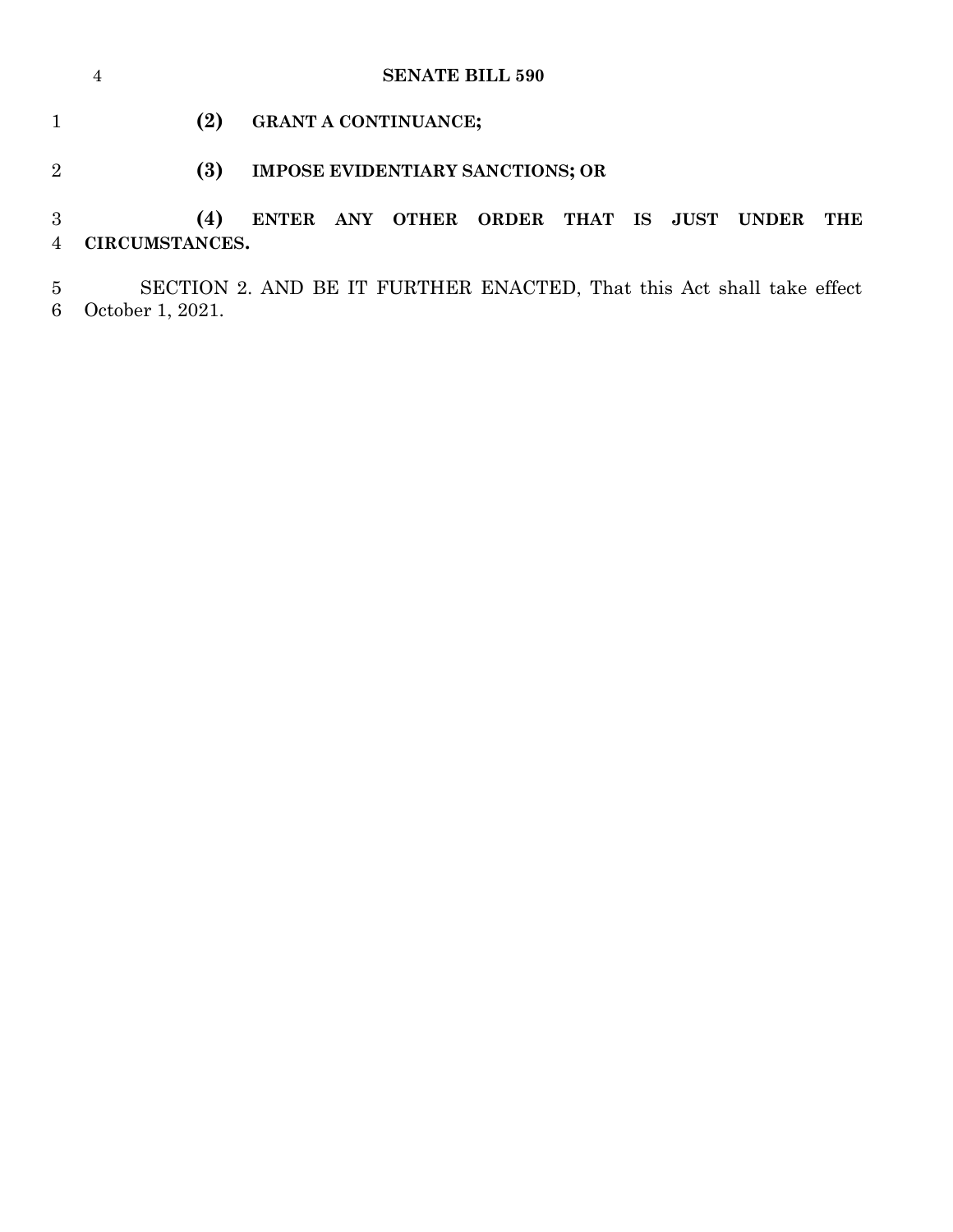**(2) GRANT A CONTINUANCE;**

**(3) IMPOSE EVIDENTIARY SANCTIONS; OR**

**(4) ENTER ANY OTHER ORDER THAT IS JUST UNDER THE CIRCUMSTANCES.**

SECTION 2. AND BE IT FURTHER ENACTED, That this Act shall take effect October 1, 2021.